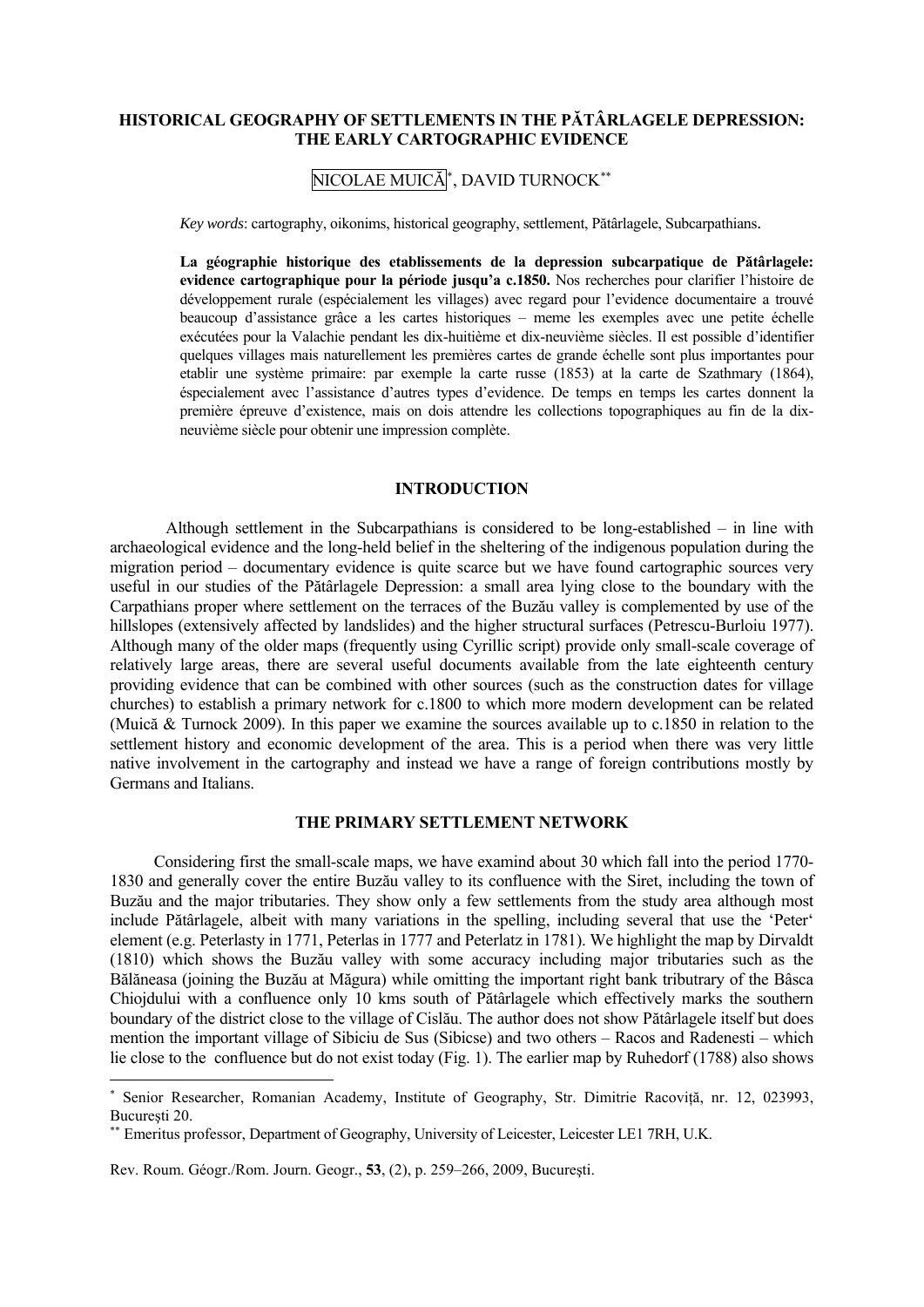# HISTORICAL GEOGRAPHY OF SETTLEMENTS IN THE PĂTÂRLAGELE DEPRESSION: THE EARLY CARTOGRAPHIC EVIDENCE

NICOLAE MUICĂ[*], DAVID TURNOCK[**]

*Key words*: cartography, oikonims, historical geography, settlement, Pătârlagele, Subcarpathians.

**La géographie historique des etablissements de la depression subcarpatique de Pătârlagele: evidence cartographique pour la période jusqu'a c.1850.** Nos recherches pour clarifier l'histoire de développement rurale (espécialement les villages) avec regard pour l'evidence documentaire a trouvé beaucoup d'assistance grâce a les cartes historiques – meme les exemples avec une petite échelle exécutées pour la Valachie pendant les dix-huitième et dix-neuvième siècles. Il est possible d'identifier quelques villages mais naturellement les premières cartes de grande échelle sont plus importantes pour etablir une système primaire: par exemple la carte russe (1853) at la carte de Szathmary (1864), éspecialement avec l'assistance d'autres types d'evidence. De temps en temps les cartes donnent la première épreuve d'existence, mais on dois attendre les collections topographiques au fin de la dix-neuvième siècle pour obtenir une impression complète.

## INTRODUCTION

Although settlement in the Subcarpathians is considered to be long-established – in line with archaeological evidence and the long-held belief in the sheltering of the indigenous population during the migration period – documentary evidence is quite scarce but we have found cartographic sources very useful in our studies of the Pătârlagele Depression: a small area lying close to the boundary with the Carpathians proper where settlement on the terraces of the Buzău valley is complemented by use of the hillslopes (extensively affected by landslides) and the higher structural surfaces (Petrescu-Burloiu 1977). Although many of the older maps (frequently using Cyrillic script) provide only small-scale coverage of relatively large areas, there are several useful documents available from the late eighteenth century providing evidence that can be combined with other sources (such as the construction dates for village churches) to establish a primary network for c.1800 to which more modern development can be related (Muică & Turnock 2009). In this paper we examine the sources available up to c.1850 in relation to the settlement history and economic development of the area. This is a period when there was very little native involvement in the cartography and instead we have a range of foreign contributions mostly by Germans and Italians.

## THE PRIMARY SETTLEMENT NETWORK

Considering first the small-scale maps, we have examind about 30 which fall into the period 1770-1830 and generally cover the entire Buzău valley to its confluence with the Siret, including the town of Buzău and the major tributaries. They show only a few settlements from the study area although most include Pătârlagele, albeit with many variations in the spelling, including several that use the 'Peter' element (e.g. Peterlasty in 1771, Peterlas in 1777 and Peterlatz in 1781). We highlight the map by Dirvaldt (1810) which shows the Buzău valley with some accuracy including major tributaries such as the Bălăneasa (joining the Buzău at Măgura) while omitting the important right bank tributrary of the Bâsca Chiojdului with a confluence only 10 kms south of Pătârlagele which effectively marks the southern boundary of the district close to the village of Cislău. The author does not show Pătârlagele itself but does mention the important village of Sibiciu de Sus (Sibicse) and two others – Racos and Radenesti – which lie close to the confluence but do not exist today (Fig. 1). The earlier map by Ruhedorf (1788) also shows

---

[*] Senior Researcher, Romanian Academy, Institute of Geography, Str. Dimitrie Racoviță, nr. 12, 023993, București 20.

[**] Emeritus professor, Department of Geography, University of Leicester, Leicester LE1 7RH, U.K.

Rev. Roum. Géogr./Rom. Journ. Geogr., 53, (2), p. 259–266, 2009, București.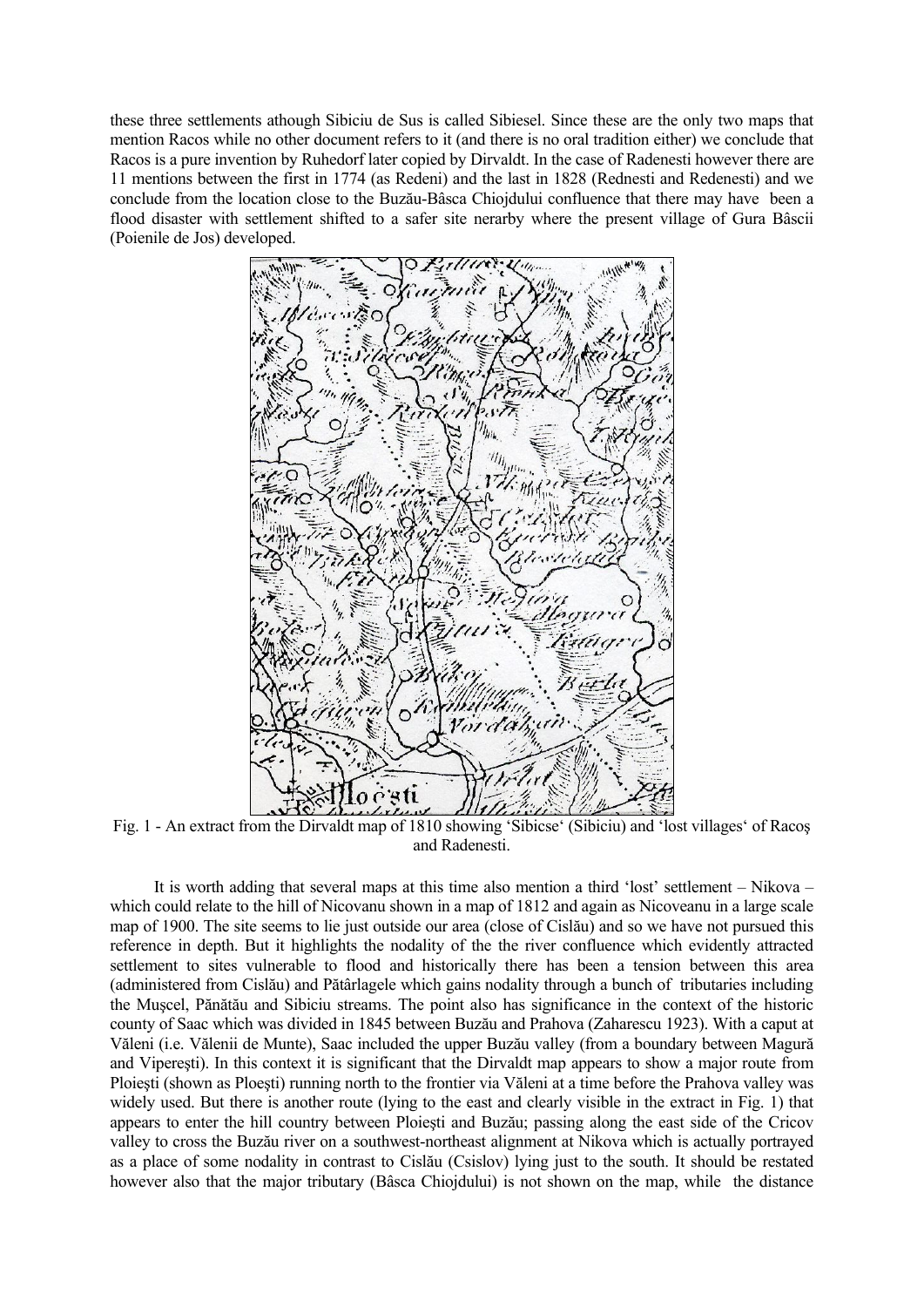these three settlements athough Sibiciu de Sus is called Sibiesel. Since these are the only two maps that mention Racos while no other document refers to it (and there is no oral tradition either) we conclude that Racos is a pure invention by Ruhedorf later copied by Dirvaldt. In the case of Radenesti however there are 11 mentions between the first in 1774 (as Redeni) and the last in 1828 (Rednesti and Redenesti) and we conclude from the location close to the Buzău-Bâsca Chiojdului confluence that there may have been a flood disaster with settlement shifted to a safer site nerarby where the present village of Gura Bâscii (Poienile de Jos) developed.

Fig. 1 - An extract from the Dirvaldt map of 1810 showing 'Sibicse' (Sibiciu) and 'lost villages' of Racoş and Radenesti.

It is worth adding that several maps at this time also mention a third 'lost' settlement – Nikova – which could relate to the hill of Nicovanu shown in a map of 1812 and again as Nicoveanu in a large scale map of 1900. The site seems to lie just outside our area (close of Cislău) and so we have not pursued this reference in depth. But it highlights the nodality of the the river confluence which evidently attracted settlement to sites vulnerable to flood and historically there has been a tension between this area (administered from Cislău) and Pătârlagele which gains nodality through a bunch of tributaries including the Muşcel, Pănătău and Sibiciu streams. The point also has significance in the context of the historic county of Saac which was divided in 1845 between Buzău and Prahova (Zaharescu 1923). With a caput at Văleni (i.e. Vălenii de Munte), Saac included the upper Buzău valley (from a boundary between Magură and Vipereşti). In this context it is significant that the Dirvaldt map appears to show a major route from Ploieşti (shown as Ploeşti) running north to the frontier via Văleni at a time before the Prahova valley was widely used. But there is another route (lying to the east and clearly visible in the extract in Fig. 1) that appears to enter the hill country between Ploieşti and Buzău; passing along the east side of the Cricov valley to cross the Buzău river on a southwest-northeast alignment at Nikova which is actually portrayed as a place of some nodality in contrast to Cislău (Csislov) lying just to the south. It should be restated however also that the major tributary (Bâsca Chiojdului) is not shown on the map, while the distance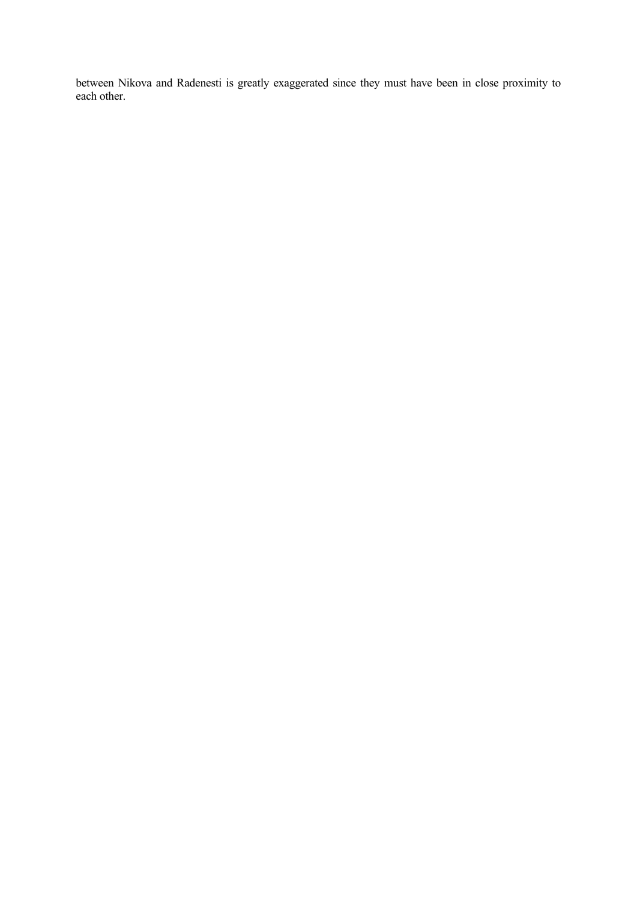between Nikova and Radenesti is greatly exaggerated since they must have been in close proximity to each other.